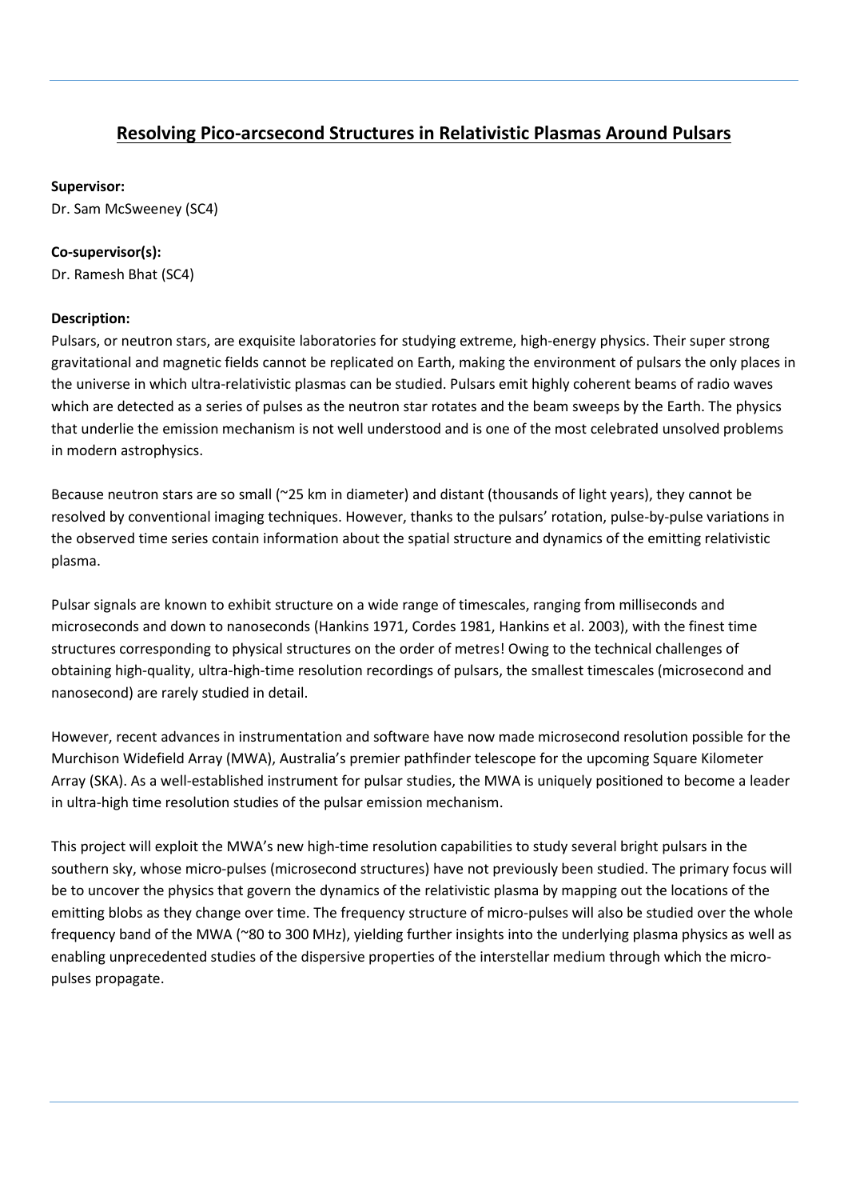# Resolving Pico-arcsecond Structures in Relativistic Plasmas Around Pulsars

**Supervisor:**
Dr. Sam McSweeney (SC4)

**Co-supervisor(s):**
Dr. Ramesh Bhat (SC4)

**Description:**
Pulsars, or neutron stars, are exquisite laboratories for studying extreme, high-energy physics. Their super strong gravitational and magnetic fields cannot be replicated on Earth, making the environment of pulsars the only places in the universe in which ultra-relativistic plasmas can be studied. Pulsars emit highly coherent beams of radio waves which are detected as a series of pulses as the neutron star rotates and the beam sweeps by the Earth. The physics that underlie the emission mechanism is not well understood and is one of the most celebrated unsolved problems in modern astrophysics.

Because neutron stars are so small (~25 km in diameter) and distant (thousands of light years), they cannot be resolved by conventional imaging techniques. However, thanks to the pulsars' rotation, pulse-by-pulse variations in the observed time series contain information about the spatial structure and dynamics of the emitting relativistic plasma.

Pulsar signals are known to exhibit structure on a wide range of timescales, ranging from milliseconds and microseconds and down to nanoseconds (Hankins 1971, Cordes 1981, Hankins et al. 2003), with the finest time structures corresponding to physical structures on the order of metres! Owing to the technical challenges of obtaining high-quality, ultra-high-time resolution recordings of pulsars, the smallest timescales (microsecond and nanosecond) are rarely studied in detail.

However, recent advances in instrumentation and software have now made microsecond resolution possible for the Murchison Widefield Array (MWA), Australia's premier pathfinder telescope for the upcoming Square Kilometer Array (SKA). As a well-established instrument for pulsar studies, the MWA is uniquely positioned to become a leader in ultra-high time resolution studies of the pulsar emission mechanism.

This project will exploit the MWA's new high-time resolution capabilities to study several bright pulsars in the southern sky, whose micro-pulses (microsecond structures) have not previously been studied. The primary focus will be to uncover the physics that govern the dynamics of the relativistic plasma by mapping out the locations of the emitting blobs as they change over time. The frequency structure of micro-pulses will also be studied over the whole frequency band of the MWA (~80 to 300 MHz), yielding further insights into the underlying plasma physics as well as enabling unprecedented studies of the dispersive properties of the interstellar medium through which the micro-pulses propagate.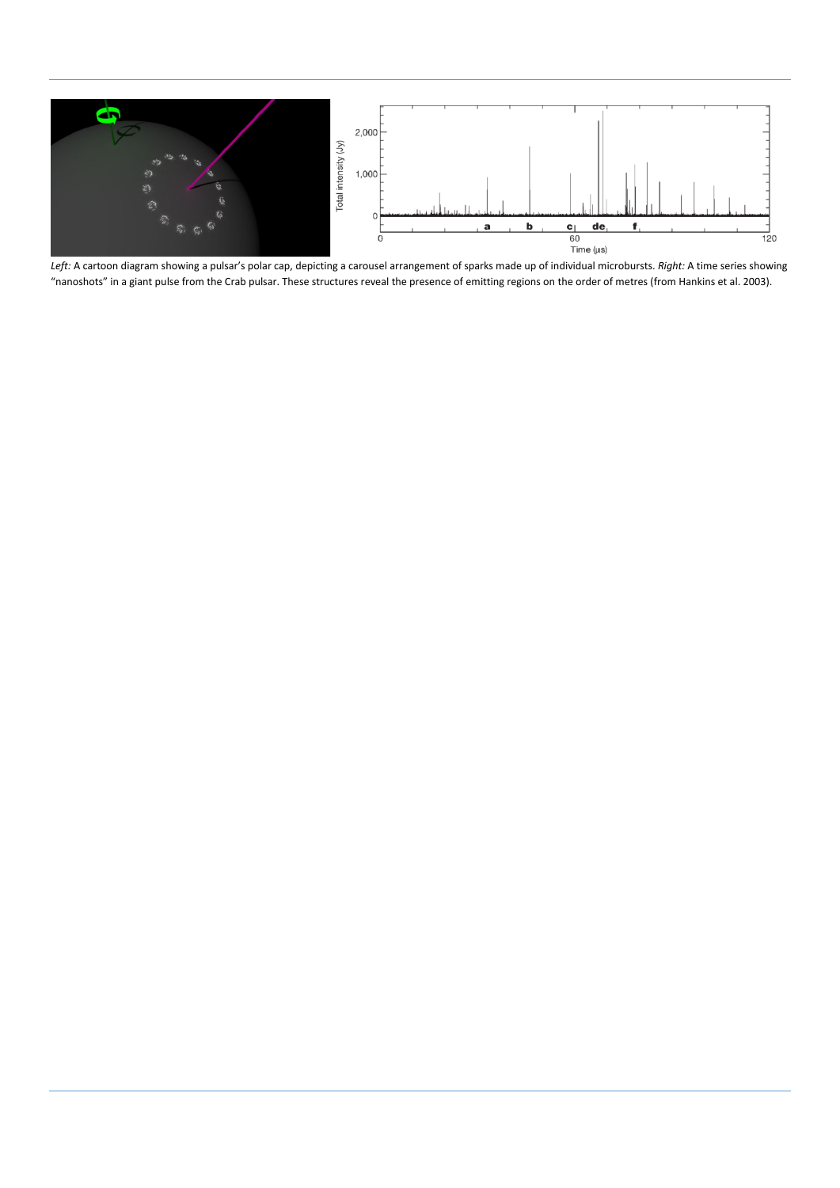Total intensity (Jy)

2,000

1,000

0

a b c de f

0 60 120

Time (μs)

*Left:* A cartoon diagram showing a pulsar's polar cap, depicting a carousel arrangement of sparks made up of individual microbursts. *Right:* A time series showing "nanoshots" in a giant pulse from the Crab pulsar. These structures reveal the presence of emitting regions on the order of metres (from Hankins et al. 2003).